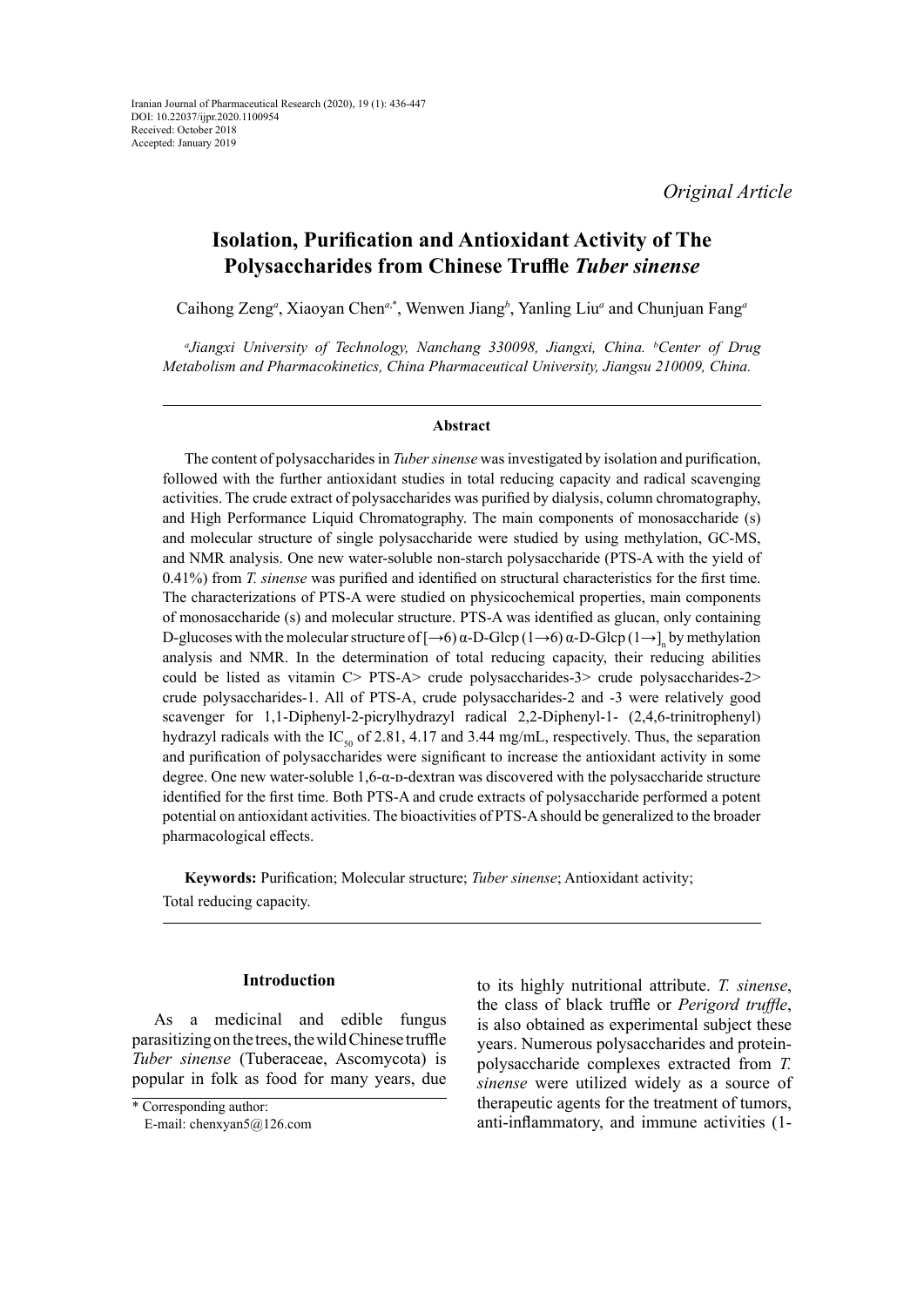Iranian Journal of Pharmaceutical Research (2020), 19 (1): 436-447
DOI: 10.22037/ijpr.2020.1100954
Received: October 2018
Accepted: January 2019

*Original Article*

# Isolation, Purification and Antioxidant Activity of The Polysaccharides from Chinese Truffle *Tuber sinense*

Caihong Zeng[a], Xiaoyan Chen[a,*], Wenwen Jiang[b], Yanling Liu[a] and Chunjuan Fang[a]

[a]*Jiangxi University of Technology, Nanchang 330098, Jiangxi, China.* [b]*Center of Drug Metabolism and Pharmacokinetics, China Pharmaceutical University, Jiangsu 210009, China.*

## Abstract

The content of polysaccharides in *Tuber sinense* was investigated by isolation and purification, followed with the further antioxidant studies in total reducing capacity and radical scavenging activities. The crude extract of polysaccharides was purified by dialysis, column chromatography, and High Performance Liquid Chromatography. The main components of monosaccharide (s) and molecular structure of single polysaccharide were studied by using methylation, GC-MS, and NMR analysis. One new water-soluble non-starch polysaccharide (PTS-A with the yield of 0.41%) from *T. sinense* was purified and identified on structural characteristics for the first time. The characterizations of PTS-A were studied on physicochemical properties, main components of monosaccharide (s) and molecular structure. PTS-A was identified as glucan, only containing D-glucoses with the molecular structure of $[\rightarrow 6)\ \alpha\text{-D-Glc}p\ (1\rightarrow 6)\ \alpha\text{-D-Glc}p\ (1\rightarrow]_n$ by methylation analysis and NMR. In the determination of total reducing capacity, their reducing abilities could be listed as vitamin C> PTS-A> crude polysaccharides-3> crude polysaccharides-2> crude polysaccharides-1. All of PTS-A, crude polysaccharides-2 and -3 were relatively good scavenger for 1,1-Diphenyl-2-picrylhydrazyl radical 2,2-Diphenyl-1- (2,4,6-trinitrophenyl) hydrazyl radicals with the $IC_{50}$ of 2.81, 4.17 and 3.44 mg/mL, respectively. Thus, the separation and purification of polysaccharides were significant to increase the antioxidant activity in some degree. One new water-soluble 1,6-α-D-dextran was discovered with the polysaccharide structure identified for the first time. Both PTS-A and crude extracts of polysaccharide performed a potent potential on antioxidant activities. The bioactivities of PTS-A should be generalized to the broader pharmacological effects.

**Keywords:** Purification; Molecular structure; *Tuber sinense*; Antioxidant activity; Total reducing capacity.

## Introduction

As a medicinal and edible fungus parasitizing on the trees, the wild Chinese truffle *Tuber sinense* (Tuberaceae, Ascomycota) is popular in folk as food for many years, due to its highly nutritional attribute. *T. sinense*, the class of black truffle or *Perigord truffle*, is also obtained as experimental subject these years. Numerous polysaccharides and protein-polysaccharide complexes extracted from *T. sinense* were utilized widely as a source of therapeutic agents for the treatment of tumors, anti-inflammatory, and immune activities (1-

\* Corresponding author:
E-mail: chenxyan5@126.com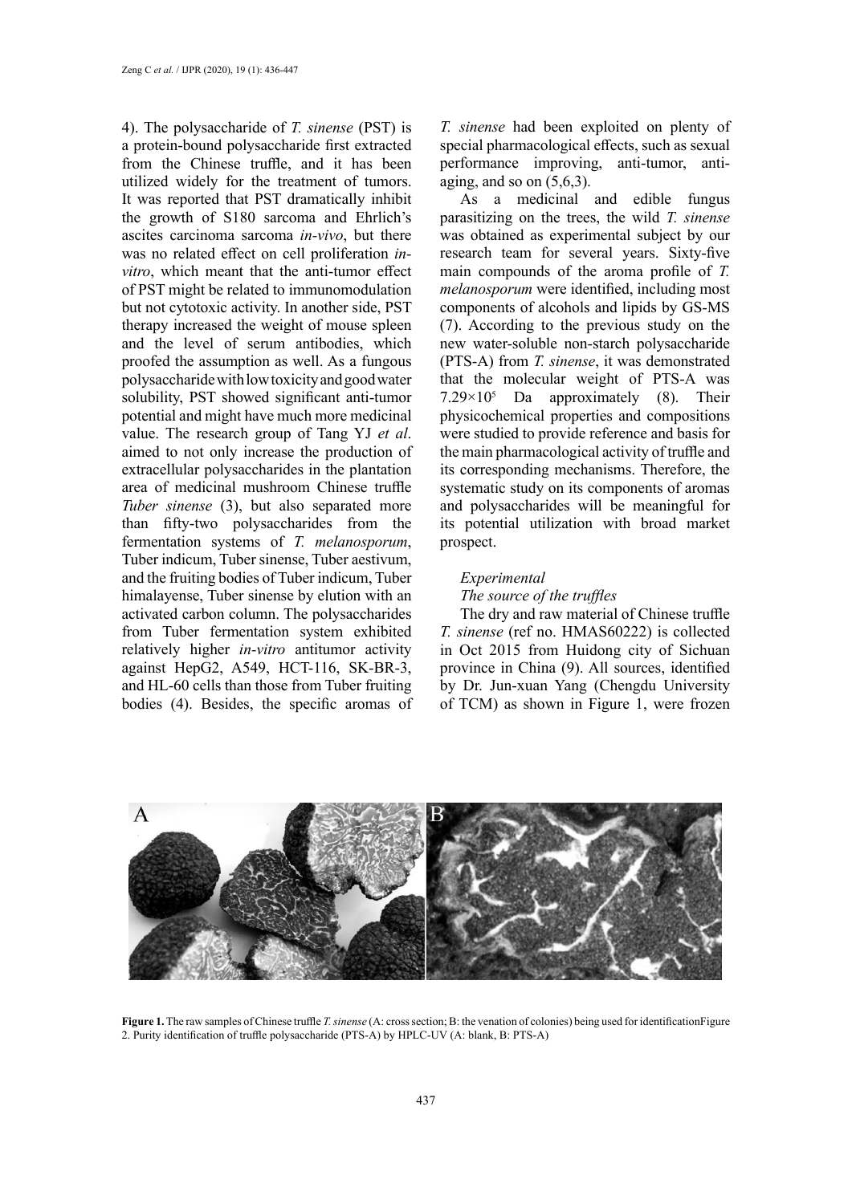4). The polysaccharide of *T. sinense* (PST) is a protein-bound polysaccharide first extracted from the Chinese truffle, and it has been utilized widely for the treatment of tumors. It was reported that PST dramatically inhibit the growth of S180 sarcoma and Ehrlich's ascites carcinoma sarcoma *in-vivo*, but there was no related effect on cell proliferation *in-vitro*, which meant that the anti-tumor effect of PST might be related to immunomodulation but not cytotoxic activity. In another side, PST therapy increased the weight of mouse spleen and the level of serum antibodies, which proofed the assumption as well. As a fungous polysaccharide with low toxicity and good water solubility, PST showed significant anti-tumor potential and might have much more medicinal value. The research group of Tang YJ *et al*. aimed to not only increase the production of extracellular polysaccharides in the plantation area of medicinal mushroom Chinese truffle *Tuber sinense* (3), but also separated more than fifty-two polysaccharides from the fermentation systems of *T. melanosporum*, Tuber indicum, Tuber sinense, Tuber aestivum, and the fruiting bodies of Tuber indicum, Tuber himalayense, Tuber sinense by elution with an activated carbon column. The polysaccharides from Tuber fermentation system exhibited relatively higher *in-vitro* antitumor activity against HepG2, A549, HCT-116, SK-BR-3, and HL-60 cells than those from Tuber fruiting bodies (4). Besides, the specific aromas of *T. sinense* had been exploited on plenty of special pharmacological effects, such as sexual performance improving, anti-tumor, anti-aging, and so on (5,6,3).

As a medicinal and edible fungus parasitizing on the trees, the wild *T. sinense* was obtained as experimental subject by our research team for several years. Sixty-five main compounds of the aroma profile of *T. melanosporum* were identified, including most components of alcohols and lipids by GS-MS (7). According to the previous study on the new water-soluble non-starch polysaccharide (PTS-A) from *T. sinense*, it was demonstrated that the molecular weight of PTS-A was $7.29\times10^{5}$ Da approximately (8). Their physicochemical properties and compositions were studied to provide reference and basis for the main pharmacological activity of truffle and its corresponding mechanisms. Therefore, the systematic study on its components of aromas and polysaccharides will be meaningful for its potential utilization with broad market prospect.

## Experimental

### *The source of the truffles*

The dry and raw material of Chinese truffle *T. sinense* (ref no. HMAS60222) is collected in Oct 2015 from Huidong city of Sichuan province in China (9). All sources, identified by Dr. Jun-xuan Yang (Chengdu University of TCM) as shown in Figure 1, were frozen

**Figure 1.** The raw samples of Chinese truffle *T. sinense* (A: cross section; B: the venation of colonies) being used for identificationFigure 2. Purity identification of truffle polysaccharide (PTS-A) by HPLC-UV (A: blank, B: PTS-A)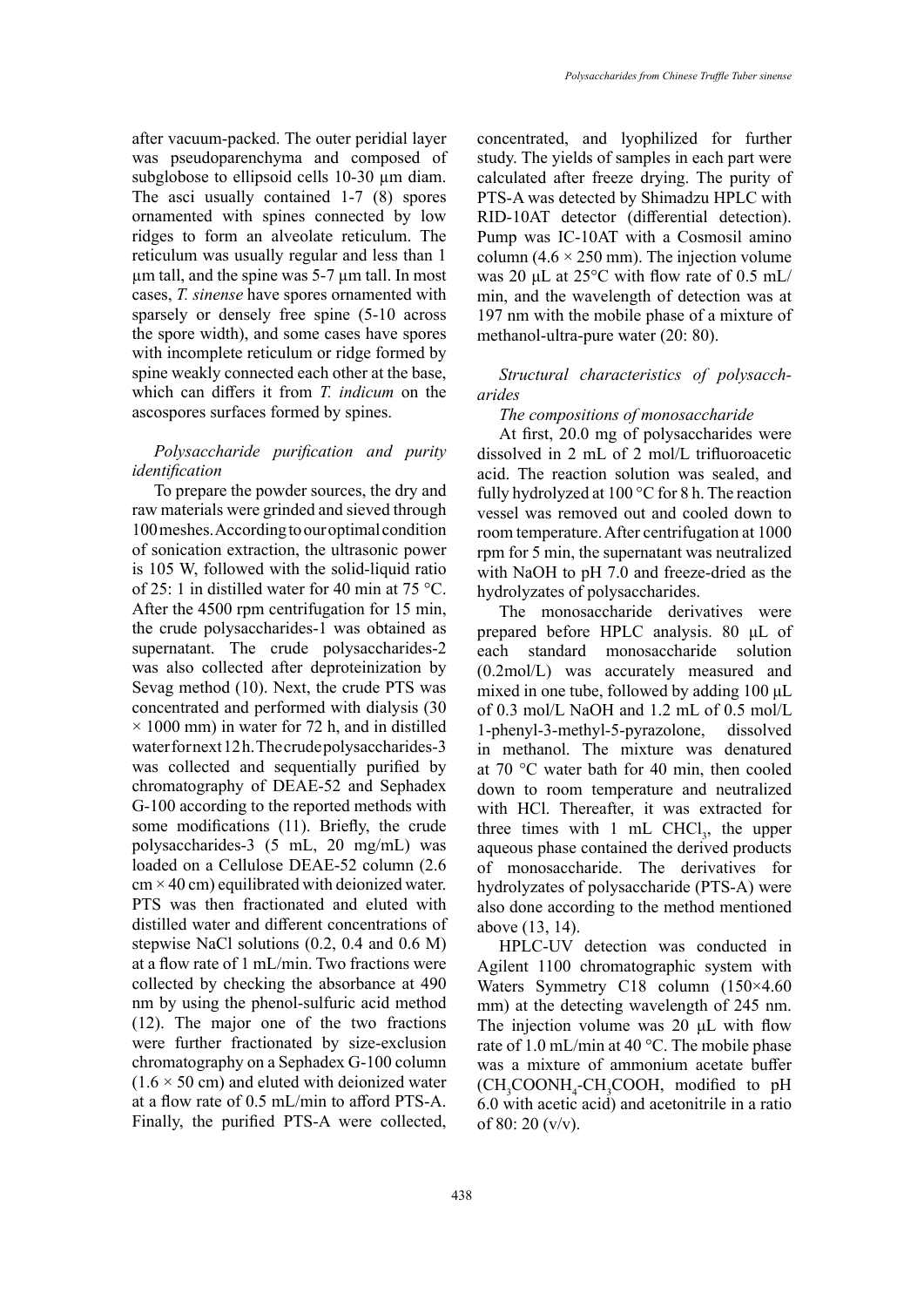after vacuum-packed. The outer peridial layer was pseudoparenchyma and composed of subglobose to ellipsoid cells 10-30 μm diam. The asci usually contained 1-7 (8) spores ornamented with spines connected by low ridges to form an alveolate reticulum. The reticulum was usually regular and less than 1 μm tall, and the spine was 5-7 μm tall. In most cases, *T. sinense* have spores ornamented with sparsely or densely free spine (5-10 across the spore width), and some cases have spores with incomplete reticulum or ridge formed by spine weakly connected each other at the base, which can differs it from *T. indicum* on the ascospores surfaces formed by spines.

*Polysaccharide purification and purity identification*

To prepare the powder sources, the dry and raw materials were grinded and sieved through 100 meshes. According to our optimal condition of sonication extraction, the ultrasonic power is 105 W, followed with the solid-liquid ratio of 25: 1 in distilled water for 40 min at 75 °C. After the 4500 rpm centrifugation for 15 min, the crude polysaccharides-1 was obtained as supernatant. The crude polysaccharides-2 was also collected after deproteinization by Sevag method (10). Next, the crude PTS was concentrated and performed with dialysis (30 × 1000 mm) in water for 72 h, and in distilled water for next 12 h. The crude polysaccharides-3 was collected and sequentially purified by chromatography of DEAE-52 and Sephadex G-100 according to the reported methods with some modifications (11). Briefly, the crude polysaccharides-3 (5 mL, 20 mg/mL) was loaded on a Cellulose DEAE-52 column (2.6 cm × 40 cm) equilibrated with deionized water. PTS was then fractionated and eluted with distilled water and different concentrations of stepwise NaCl solutions (0.2, 0.4 and 0.6 M) at a flow rate of 1 mL/min. Two fractions were collected by checking the absorbance at 490 nm by using the phenol-sulfuric acid method (12). The major one of the two fractions were further fractionated by size-exclusion chromatography on a Sephadex G-100 column (1.6 × 50 cm) and eluted with deionized water at a flow rate of 0.5 mL/min to afford PTS-A. Finally, the purified PTS-A were collected, concentrated, and lyophilized for further study. The yields of samples in each part were calculated after freeze drying. The purity of PTS-A was detected by Shimadzu HPLC with RID-10AT detector (differential detection). Pump was IC-10AT with a Cosmosil amino column (4.6 × 250 mm). The injection volume was 20 μL at 25°C with flow rate of 0.5 mL/min, and the wavelength of detection was at 197 nm with the mobile phase of a mixture of methanol-ultra-pure water (20: 80).

*Structural characteristics of polysaccharides*

*The compositions of monosaccharide*

At first, 20.0 mg of polysaccharides were dissolved in 2 mL of 2 mol/L trifluoroacetic acid. The reaction solution was sealed, and fully hydrolyzed at 100 °C for 8 h. The reaction vessel was removed out and cooled down to room temperature. After centrifugation at 1000 rpm for 5 min, the supernatant was neutralized with NaOH to pH 7.0 and freeze-dried as the hydrolyzates of polysaccharides.

The monosaccharide derivatives were prepared before HPLC analysis. 80 μL of each standard monosaccharide solution (0.2mol/L) was accurately measured and mixed in one tube, followed by adding 100 μL of 0.3 mol/L NaOH and 1.2 mL of 0.5 mol/L 1-phenyl-3-methyl-5-pyrazolone, dissolved in methanol. The mixture was denatured at 70 °C water bath for 40 min, then cooled down to room temperature and neutralized with HCl. Thereafter, it was extracted for three times with 1 mL $CHCl_3$, the upper aqueous phase contained the derived products of monosaccharide. The derivatives for hydrolyzates of polysaccharide (PTS-A) were also done according to the method mentioned above (13, 14).

HPLC-UV detection was conducted in Agilent 1100 chromatographic system with Waters Symmetry C18 column (150×4.60 mm) at the detecting wavelength of 245 nm. The injection volume was 20 μL with flow rate of 1.0 mL/min at 40 °C. The mobile phase was a mixture of ammonium acetate buffer ($CH_3COONH_4$-$CH_3COOH$, modified to pH 6.0 with acetic acid) and acetonitrile in a ratio of 80: 20 (v/v).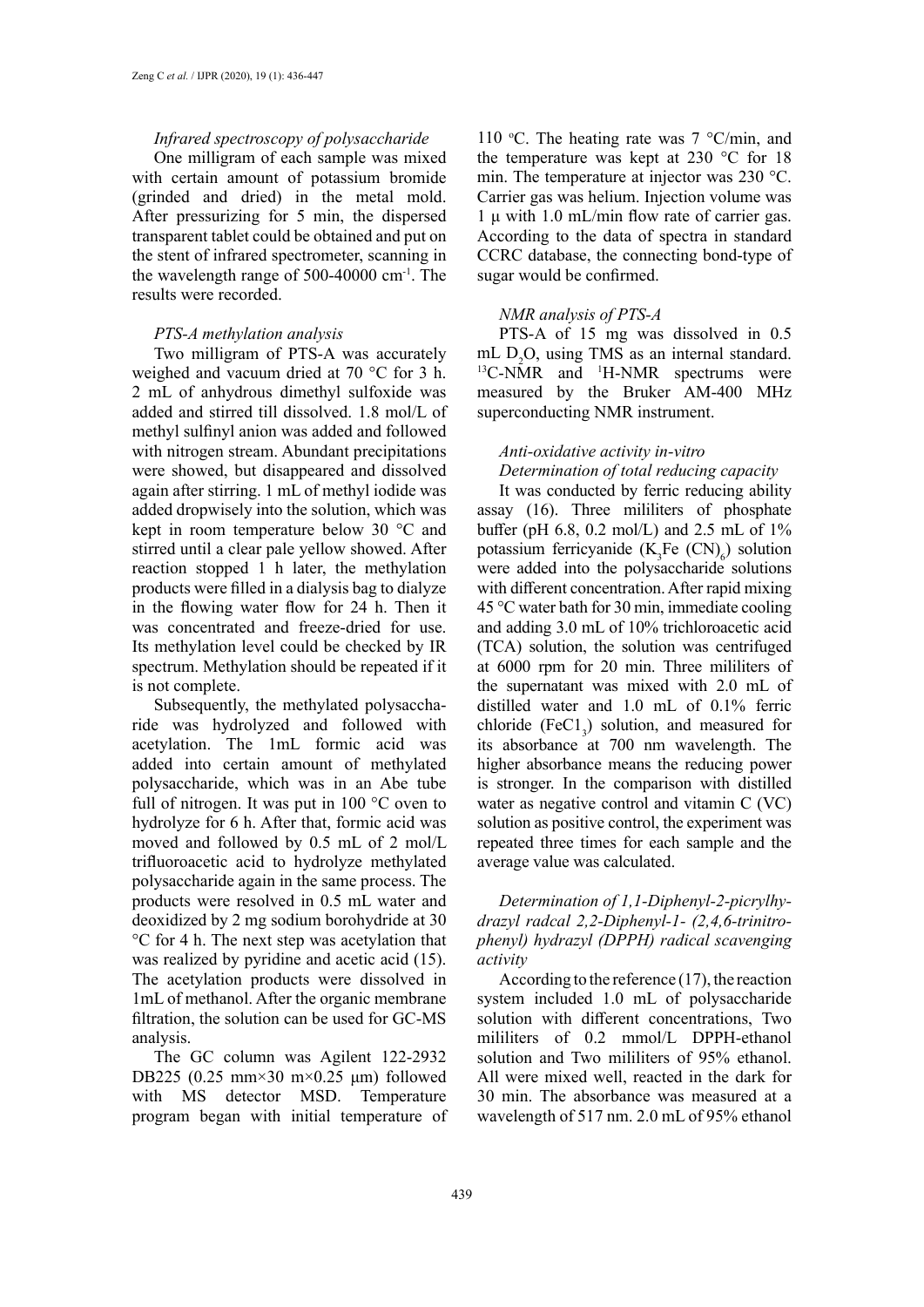### *Infrared spectroscopy of polysaccharide*

One milligram of each sample was mixed with certain amount of potassium bromide (grinded and dried) in the metal mold. After pressurizing for 5 min, the dispersed transparent tablet could be obtained and put on the stent of infrared spectrometer, scanning in the wavelength range of 500-40000 $cm^{-1}$. The results were recorded.

### *PTS-A methylation analysis*

Two milligram of PTS-A was accurately weighed and vacuum dried at 70 °C for 3 h. 2 mL of anhydrous dimethyl sulfoxide was added and stirred till dissolved. 1.8 mol/L of methyl sulfinyl anion was added and followed with nitrogen stream. Abundant precipitations were showed, but disappeared and dissolved again after stirring. 1 mL of methyl iodide was added dropwisely into the solution, which was kept in room temperature below 30 °C and stirred until a clear pale yellow showed. After reaction stopped 1 h later, the methylation products were filled in a dialysis bag to dialyze in the flowing water flow for 24 h. Then it was concentrated and freeze-dried for use. Its methylation level could be checked by IR spectrum. Methylation should be repeated if it is not complete.

Subsequently, the methylated polysaccharide was hydrolyzed and followed with acetylation. The 1mL formic acid was added into certain amount of methylated polysaccharide, which was in an Abe tube full of nitrogen. It was put in 100 °C oven to hydrolyze for 6 h. After that, formic acid was moved and followed by 0.5 mL of 2 mol/L trifluoroacetic acid to hydrolyze methylated polysaccharide again in the same process. The products were resolved in 0.5 mL water and deoxidized by 2 mg sodium borohydride at 30 °C for 4 h. The next step was acetylation that was realized by pyridine and acetic acid (15). The acetylation products were dissolved in 1mL of methanol. After the organic membrane filtration, the solution can be used for GC-MS analysis.

The GC column was Agilent 122-2932 DB225 (0.25 mm×30 m×0.25 μm) followed with MS detector MSD. Temperature program began with initial temperature of 110 °C. The heating rate was 7 °C/min, and the temperature was kept at 230 °C for 18 min. The temperature at injector was 230 °C. Carrier gas was helium. Injection volume was 1 μ with 1.0 mL/min flow rate of carrier gas. According to the data of spectra in standard CCRC database, the connecting bond-type of sugar would be confirmed.

### *NMR analysis of PTS-A*

PTS-A of 15 mg was dissolved in 0.5 mL $D_2O$, using TMS as an internal standard. $^{13}C$-NMR and $^{1}H$-NMR spectrums were measured by the Bruker AM-400 MHz superconducting NMR instrument.

### *Anti-oxidative activity in-vitro*

#### *Determination of total reducing capacity*

It was conducted by ferric reducing ability assay (16). Three mililiters of phosphate buffer (pH 6.8, 0.2 mol/L) and 2.5 mL of 1% potassium ferricyanide ($K_3Fe(CN)_6$) solution were added into the polysaccharide solutions with different concentration. After rapid mixing 45 °C water bath for 30 min, immediate cooling and adding 3.0 mL of 10% trichloroacetic acid (TCA) solution, the solution was centrifuged at 6000 rpm for 20 min. Three mililiters of the supernatant was mixed with 2.0 mL of distilled water and 1.0 mL of 0.1% ferric chloride ($FeCl_3$) solution, and measured for its absorbance at 700 nm wavelength. The higher absorbance means the reducing power is stronger. In the comparison with distilled water as negative control and vitamin C (VC) solution as positive control, the experiment was repeated three times for each sample and the average value was calculated.

#### *Determination of 1,1-Diphenyl-2-picrylhydrazyl radcal 2,2-Diphenyl-1- (2,4,6-trinitrophenyl) hydrazyl (DPPH) radical scavenging activity*

According to the reference (17), the reaction system included 1.0 mL of polysaccharide solution with different concentrations, Two mililiters of 0.2 mmol/L DPPH-ethanol solution and Two mililiters of 95% ethanol. All were mixed well, reacted in the dark for 30 min. The absorbance was measured at a wavelength of 517 nm. 2.0 mL of 95% ethanol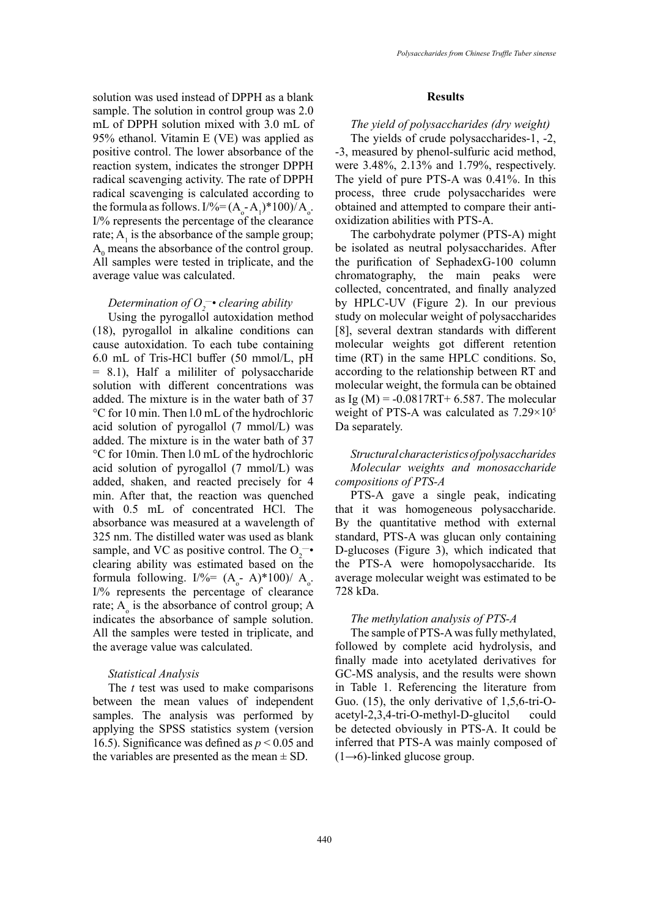solution was used instead of DPPH as a blank sample. The solution in control group was 2.0 mL of DPPH solution mixed with 3.0 mL of 95% ethanol. Vitamin E (VE) was applied as positive control. The lower absorbance of the reaction system, indicates the stronger DPPH radical scavenging activity. The rate of DPPH radical scavenging is calculated according to the formula as follows. $I/\% = (A_o - A_1)*100)/A_o$. I/% represents the percentage of the clearance rate; $A_1$ is the absorbance of the sample group; $A_0$ means the absorbance of the control group. All samples were tested in triplicate, and the average value was calculated.

*Determination of $O_2^{-}\bullet$ clearing ability*

Using the pyrogallol autoxidation method (18), pyrogallol in alkaline conditions can cause autoxidation. To each tube containing 6.0 mL of Tris-HCl buffer (50 mmol/L, pH = 8.1), Half a mililiter of polysaccharide solution with different concentrations was added. The mixture is in the water bath of 37 °C for 10 min. Then l.0 mL of the hydrochloric acid solution of pyrogallol (7 mmol/L) was added. The mixture is in the water bath of 37 °C for 10min. Then l.0 mL of the hydrochloric acid solution of pyrogallol (7 mmol/L) was added, shaken, and reacted precisely for 4 min. After that, the reaction was quenched with 0.5 mL of concentrated HCl. The absorbance was measured at a wavelength of 325 nm. The distilled water was used as blank sample, and VC as positive control. The $O_2^{-}\bullet$ clearing ability was estimated based on the formula following. $I/\% = (A_o - A)*100)/A_o$. I/% represents the percentage of clearance rate; $A_o$ is the absorbance of control group; A indicates the absorbance of sample solution. All the samples were tested in triplicate, and the average value was calculated.

*Statistical Analysis*

The *t* test was used to make comparisons between the mean values of independent samples. The analysis was performed by applying the SPSS statistics system (version 16.5). Significance was defined as $p < 0.05$ and the variables are presented as the mean ± SD.

## Results

*The yield of polysaccharides (dry weight)*

The yields of crude polysaccharides-1, -2, -3, measured by phenol-sulfuric acid method, were 3.48%, 2.13% and 1.79%, respectively. The yield of pure PTS-A was 0.41%. In this process, three crude polysaccharides were obtained and attempted to compare their anti-oxidization abilities with PTS-A.

The carbohydrate polymer (PTS-A) might be isolated as neutral polysaccharides. After the purification of SephadexG-100 column chromatography, the main peaks were collected, concentrated, and finally analyzed by HPLC-UV (Figure 2). In our previous study on molecular weight of polysaccharides [8], several dextran standards with different molecular weights got different retention time (RT) in the same HPLC conditions. So, according to the relationship between RT and molecular weight, the formula can be obtained as $Ig(M) = -0.0817RT + 6.587$. The molecular weight of PTS-A was calculated as $7.29 \times 10^5$ Da separately.

*Structural characteristics of polysaccharides*

*Molecular weights and monosaccharide compositions of PTS-A*

PTS-A gave a single peak, indicating that it was homogeneous polysaccharide. By the quantitative method with external standard, PTS-A was glucan only containing D-glucoses (Figure 3), which indicated that the PTS-A were homopolysaccharide. Its average molecular weight was estimated to be 728 kDa.

*The methylation analysis of PTS-A*

The sample of PTS-A was fully methylated, followed by complete acid hydrolysis, and finally made into acetylated derivatives for GC-MS analysis, and the results were shown in Table 1. Referencing the literature from Guo. (15), the only derivative of 1,5,6-tri-O-acetyl-2,3,4-tri-O-methyl-D-glucitol could be detected obviously in PTS-A. It could be inferred that PTS-A was mainly composed of (1→6)-linked glucose group.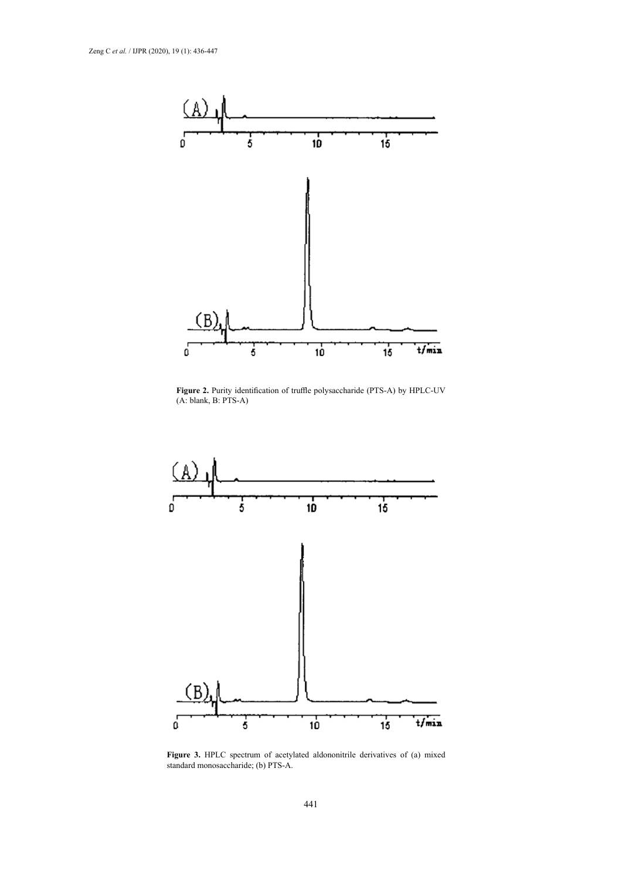**Figure 2.** Purity identification of truffle polysaccharide (PTS-A) by HPLC-UV (A: blank, B: PTS-A)

**Figure 3.** HPLC spectrum of acetylated aldononitrile derivatives of (a) mixed standard monosaccharide; (b) PTS-A.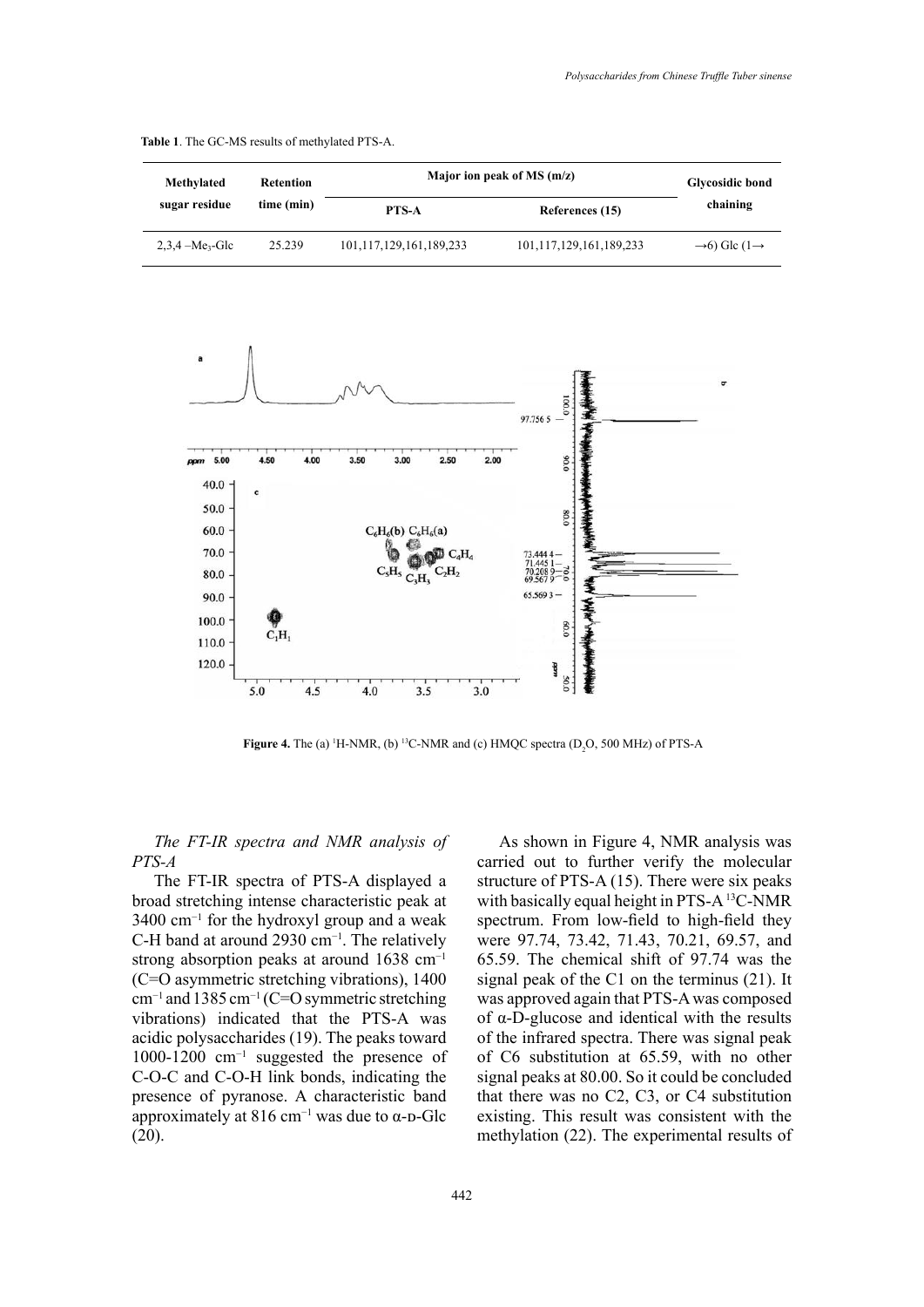**Table 1**. The GC-MS results of methylated PTS-A.

| Methylated sugar residue | Retention time (min) | Major ion peak of MS (m/z) | | Glycosidic bond chaining |
|---|---|---|---|---|
| | | PTS-A | References (15) | |
| 2,3,4 –$Me_3$-Glc | 25.239 | 101,117,129,161,189,233 | 101,117,129,161,189,233 | →6) Glc (1→ |

**Figure 4.** The (a) $^1$H-NMR, (b) $^{13}$C-NMR and (c) HMQC spectra ($D_2O$, 500 MHz) of PTS-A

*The FT-IR spectra and NMR analysis of PTS-A*

The FT-IR spectra of PTS-A displayed a broad stretching intense characteristic peak at 3400 cm$^{-1}$ for the hydroxyl group and a weak C-H band at around 2930 cm$^{-1}$. The relatively strong absorption peaks at around 1638 cm$^{-1}$ (C=O asymmetric stretching vibrations), 1400 cm$^{-1}$ and 1385 cm$^{-1}$ (C=O symmetric stretching vibrations) indicated that the PTS-A was acidic polysaccharides (19). The peaks toward 1000-1200 cm$^{-1}$ suggested the presence of C-O-C and C-O-H link bonds, indicating the presence of pyranose. A characteristic band approximately at 816 cm$^{-1}$ was due to α-D-Glc (20).

As shown in Figure 4, NMR analysis was carried out to further verify the molecular structure of PTS-A (15). There were six peaks with basically equal height in PTS-A $^{13}$C-NMR spectrum. From low-field to high-field they were 97.74, 73.42, 71.43, 70.21, 69.57, and 65.59. The chemical shift of 97.74 was the signal peak of the C1 on the terminus (21). It was approved again that PTS-A was composed of α-D-glucose and identical with the results of the infrared spectra. There was signal peak of C6 substitution at 65.59, with no other signal peaks at 80.00. So it could be concluded that there was no C2, C3, or C4 substitution existing. This result was consistent with the methylation (22). The experimental results of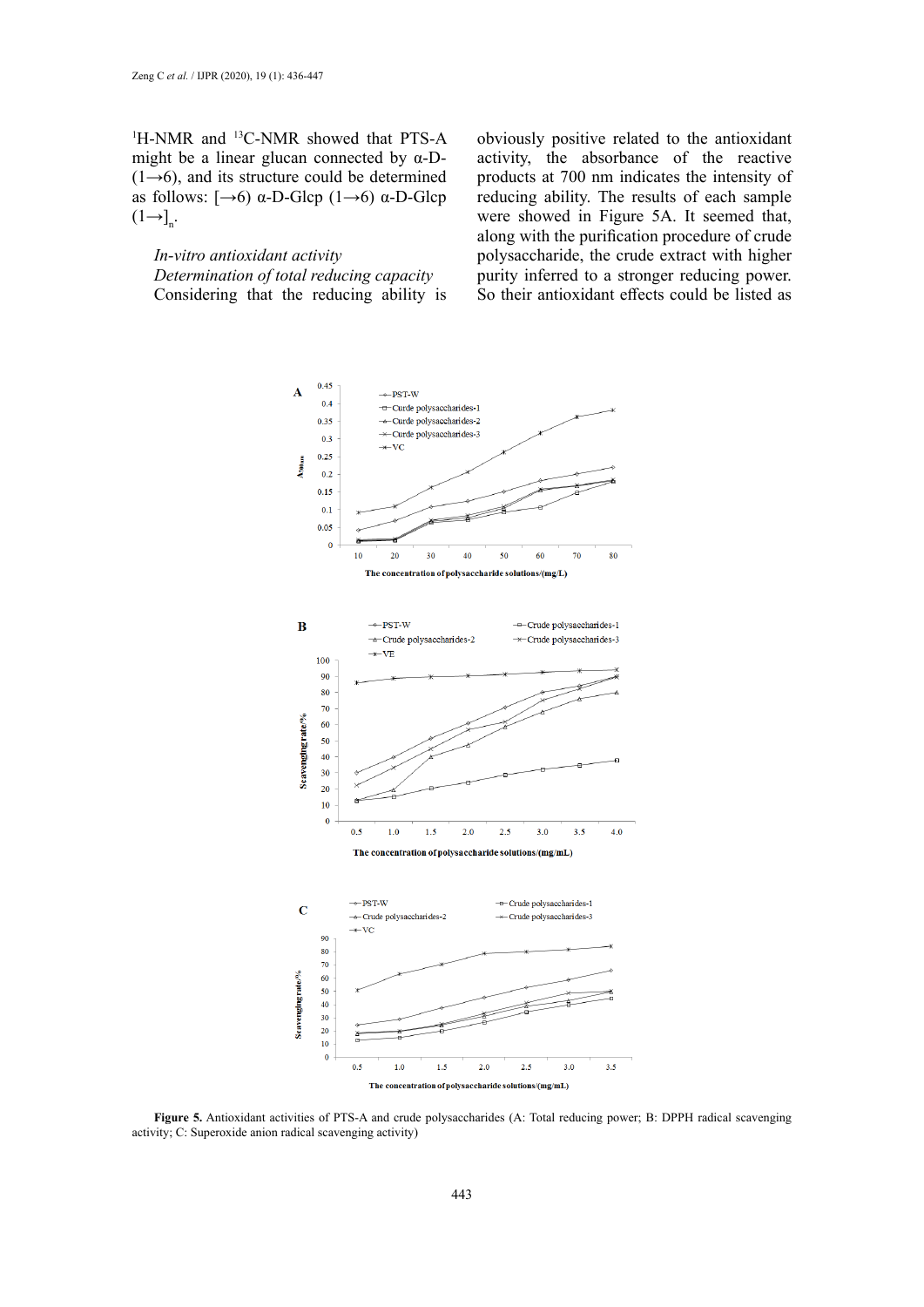[1]H-NMR and [13]C-NMR showed that PTS-A might be a linear glucan connected by α-D-(1→6), and its structure could be determined as follows: [→6) α-D-Glcp (1→6) α-D-Glcp (1→]$_n$.

*In-vitro antioxidant activity*

*Determination of total reducing capacity*

Considering that the reducing ability is obviously positive related to the antioxidant activity, the absorbance of the reactive products at 700 nm indicates the intensity of reducing ability. The results of each sample were showed in Figure 5A. It seemed that, along with the purification procedure of crude polysaccharide, the crude extract with higher purity inferred to a stronger reducing power. So their antioxidant effects could be listed as

**Figure 5.** Antioxidant activities of PTS-A and crude polysaccharides (A: Total reducing power; B: DPPH radical scavenging activity; C: Superoxide anion radical scavenging activity)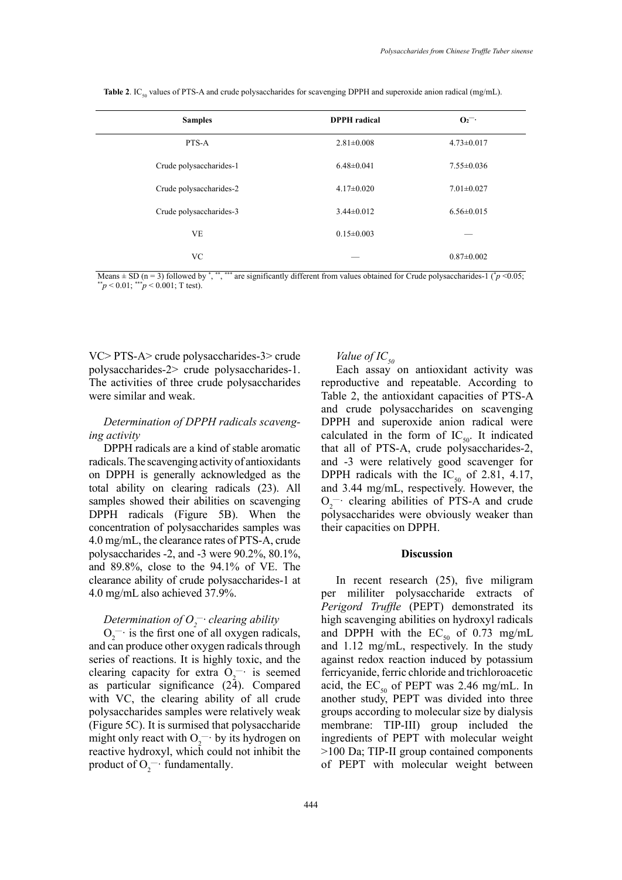**Table 2**. $IC_{50}$ values of PTS-A and crude polysaccharides for scavenging DPPH and superoxide anion radical (mg/mL).

| Samples | DPPH radical | $O_2^{-}\cdot$ |
|---|---|---|
| PTS-A | 2.81±0.008 | 4.73±0.017 |
| Crude polysaccharides-1 | 6.48±0.041 | 7.55±0.036 |
| Crude polysaccharides-2 | 4.17±0.020 | 7.01±0.027 |
| Crude polysaccharides-3 | 3.44±0.012 | 6.56±0.015 |
| VE | 0.15±0.003 | — |
| VC | — | 0.87±0.002 |

Means ± SD (n = 3) followed by \*, \*\*, \*\*\* are significantly different from values obtained for Crude polysaccharides-1 ($^{*}p$ <0.05; $^{**}p$ < 0.01; $^{***}p$ < 0.001; T test).

VC> PTS-A> crude polysaccharides-3> crude polysaccharides-2> crude polysaccharides-1. The activities of three crude polysaccharides were similar and weak.

*Determination of DPPH radicals scavenging activity*

DPPH radicals are a kind of stable aromatic radicals. The scavenging activity of antioxidants on DPPH is generally acknowledged as the total ability on clearing radicals (23). All samples showed their abilities on scavenging DPPH radicals (Figure 5B). When the concentration of polysaccharides samples was 4.0 mg/mL, the clearance rates of PTS-A, crude polysaccharides -2, and -3 were 90.2%, 80.1%, and 89.8%, close to the 94.1% of VE. The clearance ability of crude polysaccharides-1 at 4.0 mg/mL also achieved 37.9%.

*Determination of $O_2^{-}\cdot$ clearing ability*

$O_2^{-}\cdot$ is the first one of all oxygen radicals, and can produce other oxygen radicals through series of reactions. It is highly toxic, and the clearing capacity for extra $O_2^{-}\cdot$ is seemed as particular significance (24). Compared with VC, the clearing ability of all crude polysaccharides samples were relatively weak (Figure 5C). It is surmised that polysaccharide might only react with $O_2^{-}\cdot$ by its hydrogen on reactive hydroxyl, which could not inhibit the product of $O_2^{-}\cdot$ fundamentally.

*Value of $IC_{50}$*

Each assay on antioxidant activity was reproductive and repeatable. According to Table 2, the antioxidant capacities of PTS-A and crude polysaccharides on scavenging DPPH and superoxide anion radical were calculated in the form of $IC_{50}$. It indicated that all of PTS-A, crude polysaccharides-2, and -3 were relatively good scavenger for DPPH radicals with the $IC_{50}$ of 2.81, 4.17, and 3.44 mg/mL, respectively. However, the $O_2^{-}\cdot$ clearing abilities of PTS-A and crude polysaccharides were obviously weaker than their capacities on DPPH.

## Discussion

In recent research (25), five miligram per mililiter polysaccharide extracts of *Perigord Truffle* (PEPT) demonstrated its high scavenging abilities on hydroxyl radicals and DPPH with the $EC_{50}$ of 0.73 mg/mL and 1.12 mg/mL, respectively. In the study against redox reaction induced by potassium ferricyanide, ferric chloride and trichloroacetic acid, the $EC_{50}$ of PEPT was 2.46 mg/mL. In another study, PEPT was divided into three groups according to molecular size by dialysis membrane: TIP-III) group included the ingredients of PEPT with molecular weight >100 Da; TIP-II group contained components of PEPT with molecular weight between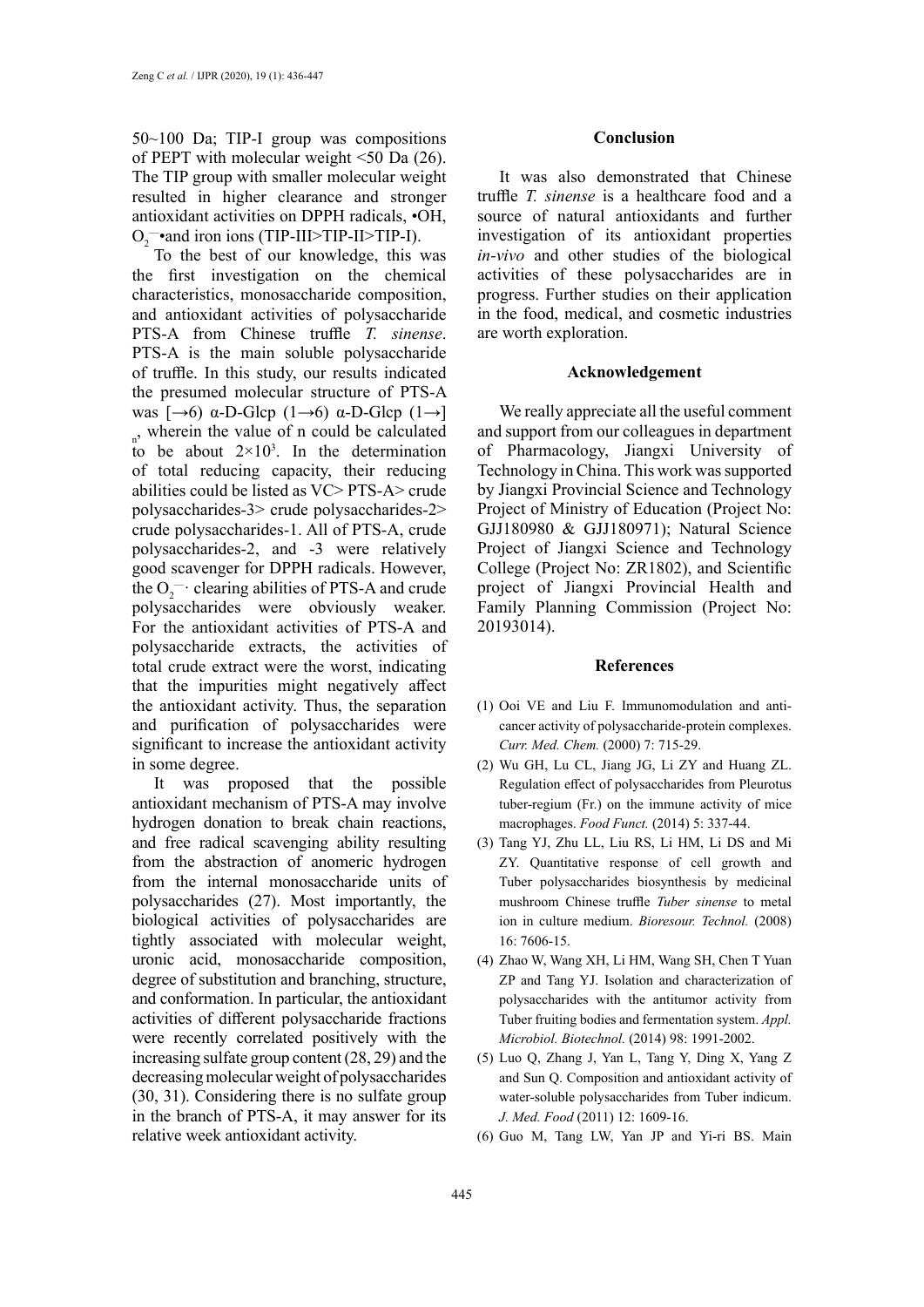50~100 Da; TIP-I group was compositions of PEPT with molecular weight <50 Da (26). The TIP group with smaller molecular weight resulted in higher clearance and stronger antioxidant activities on DPPH radicals, •OH, $O_2^{-}$•and iron ions (TIP-III>TIP-II>TIP-I).

To the best of our knowledge, this was the first investigation on the chemical characteristics, monosaccharide composition, and antioxidant activities of polysaccharide PTS-A from Chinese truffle *T. sinense*. PTS-A is the main soluble polysaccharide of truffle. In this study, our results indicated the presumed molecular structure of PTS-A was $[\rightarrow 6)$ α-D-Glcp $(1\rightarrow 6)$ α-D-Glcp $(1\rightarrow]_n$, wherein the value of n could be calculated to be about $2\times10^3$. In the determination of total reducing capacity, their reducing abilities could be listed as VC> PTS-A> crude polysaccharides-3> crude polysaccharides-2> crude polysaccharides-1. All of PTS-A, crude polysaccharides-2, and -3 were relatively good scavenger for DPPH radicals. However, the $O_2^{-}$· clearing abilities of PTS-A and crude polysaccharides were obviously weaker. For the antioxidant activities of PTS-A and polysaccharide extracts, the activities of total crude extract were the worst, indicating that the impurities might negatively affect the antioxidant activity. Thus, the separation and purification of polysaccharides were significant to increase the antioxidant activity in some degree.

It was proposed that the possible antioxidant mechanism of PTS-A may involve hydrogen donation to break chain reactions, and free radical scavenging ability resulting from the abstraction of anomeric hydrogen from the internal monosaccharide units of polysaccharides (27). Most importantly, the biological activities of polysaccharides are tightly associated with molecular weight, uronic acid, monosaccharide composition, degree of substitution and branching, structure, and conformation. In particular, the antioxidant activities of different polysaccharide fractions were recently correlated positively with the increasing sulfate group content (28, 29) and the decreasing molecular weight of polysaccharides (30, 31). Considering there is no sulfate group in the branch of PTS-A, it may answer for its relative week antioxidant activity.

## Conclusion

It was also demonstrated that Chinese truffle *T. sinense* is a healthcare food and a source of natural antioxidants and further investigation of its antioxidant properties *in-vivo* and other studies of the biological activities of these polysaccharides are in progress. Further studies on their application in the food, medical, and cosmetic industries are worth exploration.

## Acknowledgement

We really appreciate all the useful comment and support from our colleagues in department of Pharmacology, Jiangxi University of Technology in China. This work was supported by Jiangxi Provincial Science and Technology Project of Ministry of Education (Project No: GJJ180980 & GJJ180971); Natural Science Project of Jiangxi Science and Technology College (Project No: ZR1802), and Scientific project of Jiangxi Provincial Health and Family Planning Commission (Project No: 20193014).

## References

(1) Ooi VE and Liu F. Immunomodulation and anti-cancer activity of polysaccharide-protein complexes. *Curr. Med. Chem.* (2000) 7: 715-29.

(2) Wu GH, Lu CL, Jiang JG, Li ZY and Huang ZL. Regulation effect of polysaccharides from Pleurotus tuber-regium (Fr.) on the immune activity of mice macrophages. *Food Funct.* (2014) 5: 337-44.

(3) Tang YJ, Zhu LL, Liu RS, Li HM, Li DS and Mi ZY. Quantitative response of cell growth and Tuber polysaccharides biosynthesis by medicinal mushroom Chinese truffle *Tuber sinense* to metal ion in culture medium. *Bioresour. Technol.* (2008) 16: 7606-15.

(4) Zhao W, Wang XH, Li HM, Wang SH, Chen T Yuan ZP and Tang YJ. Isolation and characterization of polysaccharides with the antitumor activity from Tuber fruiting bodies and fermentation system. *Appl. Microbiol. Biotechnol.* (2014) 98: 1991-2002.

(5) Luo Q, Zhang J, Yan L, Tang Y, Ding X, Yang Z and Sun Q. Composition and antioxidant activity of water-soluble polysaccharides from Tuber indicum. *J. Med. Food* (2011) 12: 1609-16.

(6) Guo M, Tang LW, Yan JP and Yi-ri BS. Main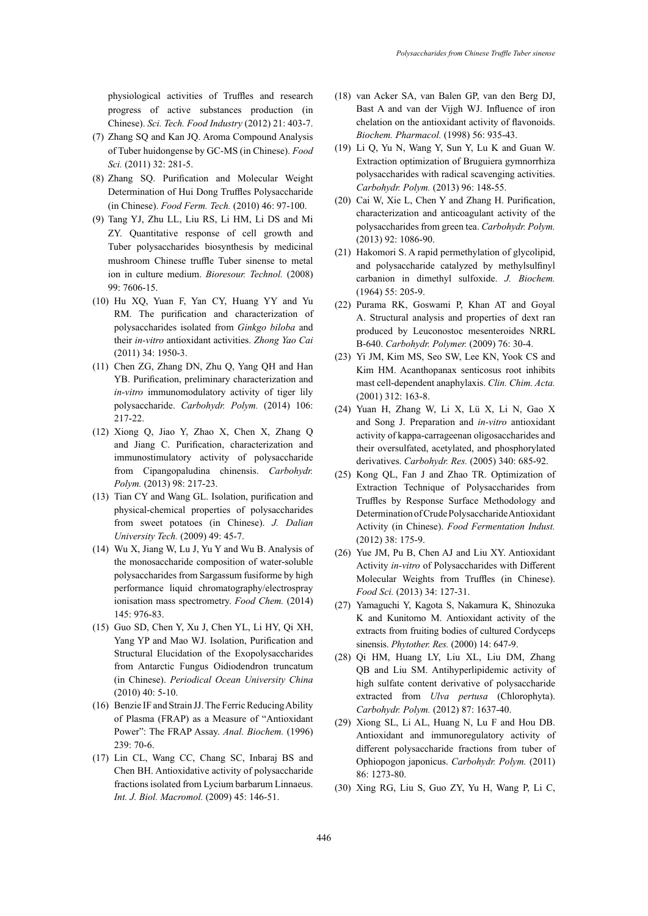physiological activities of Truffles and research progress of active substances production (in Chinese). *Sci. Tech. Food Industry* (2012) 21: 403-7.

(7) Zhang SQ and Kan JQ. Aroma Compound Analysis of Tuber huidongense by GC-MS (in Chinese). *Food Sci.* (2011) 32: 281-5.

(8) Zhang SQ. Purification and Molecular Weight Determination of Hui Dong Truffles Polysaccharide (in Chinese). *Food Ferm. Tech.* (2010) 46: 97-100.

(9) Tang YJ, Zhu LL, Liu RS, Li HM, Li DS and Mi ZY. Quantitative response of cell growth and Tuber polysaccharides biosynthesis by medicinal mushroom Chinese truffle Tuber sinense to metal ion in culture medium. *Bioresour. Technol.* (2008) 99: 7606-15.

(10) Hu XQ, Yuan F, Yan CY, Huang YY and Yu RM. The purification and characterization of polysaccharides isolated from *Ginkgo biloba* and their *in-vitro* antioxidant activities. *Zhong Yao Cai* (2011) 34: 1950-3.

(11) Chen ZG, Zhang DN, Zhu Q, Yang QH and Han YB. Purification, preliminary characterization and *in-vitro* immunomodulatory activity of tiger lily polysaccharide. *Carbohydr. Polym.* (2014) 106: 217-22.

(12) Xiong Q, Jiao Y, Zhao X, Chen X, Zhang Q and Jiang C. Purification, characterization and immunostimulatory activity of polysaccharide from Cipangopaludina chinensis. *Carbohydr. Polym.* (2013) 98: 217-23.

(13) Tian CY and Wang GL. Isolation, purification and physical-chemical properties of polysaccharides from sweet potatoes (in Chinese). *J. Dalian University Tech.* (2009) 49: 45-7.

(14) Wu X, Jiang W, Lu J, Yu Y and Wu B. Analysis of the monosaccharide composition of water-soluble polysaccharides from Sargassum fusiforme by high performance liquid chromatography/electrospray ionisation mass spectrometry. *Food Chem.* (2014) 145: 976-83.

(15) Guo SD, Chen Y, Xu J, Chen YL, Li HY, Qi XH, Yang YP and Mao WJ. Isolation, Purification and Structural Elucidation of the Exopolysaccharides from Antarctic Fungus Oidiodendron truncatum (in Chinese). *Periodical Ocean University China* (2010) 40: 5-10.

(16) Benzie IF and Strain JJ. The Ferric Reducing Ability of Plasma (FRAP) as a Measure of "Antioxidant Power": The FRAP Assay. *Anal. Biochem.* (1996) 239: 70-6.

(17) Lin CL, Wang CC, Chang SC, Inbaraj BS and Chen BH. Antioxidative activity of polysaccharide fractions isolated from Lycium barbarum Linnaeus. *Int. J. Biol. Macromol.* (2009) 45: 146-51.

(18) van Acker SA, van Balen GP, van den Berg DJ, Bast A and van der Vijgh WJ. Influence of iron chelation on the antioxidant activity of flavonoids. *Biochem. Pharmacol.* (1998) 56: 935-43.

(19) Li Q, Yu N, Wang Y, Sun Y, Lu K and Guan W. Extraction optimization of Bruguiera gymnorrhiza polysaccharides with radical scavenging activities. *Carbohydr. Polym.* (2013) 96: 148-55.

(20) Cai W, Xie L, Chen Y and Zhang H. Purification, characterization and anticoagulant activity of the polysaccharides from green tea. *Carbohydr. Polym.* (2013) 92: 1086-90.

(21) Hakomori S. A rapid permethylation of glycolipid, and polysaccharide catalyzed by methylsulfinyl carbanion in dimethyl sulfoxide. *J. Biochem.* (1964) 55: 205-9.

(22) Purama RK, Goswami P, Khan AT and Goyal A. Structural analysis and properties of dext ran produced by Leuconostoc mesenteroides NRRL B-640. *Carbohydr. Polymer.* (2009) 76: 30-4.

(23) Yi JM, Kim MS, Seo SW, Lee KN, Yook CS and Kim HM. Acanthopanax senticosus root inhibits mast cell-dependent anaphylaxis. *Clin. Chim. Acta.* (2001) 312: 163-8.

(24) Yuan H, Zhang W, Li X, Lü X, Li N, Gao X and Song J. Preparation and *in-vitro* antioxidant activity of kappa-carrageenan oligosaccharides and their oversulfated, acetylated, and phosphorylated derivatives. *Carbohydr. Res.* (2005) 340: 685-92.

(25) Kong QL, Fan J and Zhao TR. Optimization of Extraction Technique of Polysaccharides from Truffles by Response Surface Methodology and Determination of Crude Polysaccharide Antioxidant Activity (in Chinese). *Food Fermentation Indust.* (2012) 38: 175-9.

(26) Yue JM, Pu B, Chen AJ and Liu XY. Antioxidant Activity *in-vitro* of Polysaccharides with Different Molecular Weights from Truffles (in Chinese). *Food Sci.* (2013) 34: 127-31.

(27) Yamaguchi Y, Kagota S, Nakamura K, Shinozuka K and Kunitomo M. Antioxidant activity of the extracts from fruiting bodies of cultured Cordyceps sinensis. *Phytother. Res.* (2000) 14: 647-9.

(28) Qi HM, Huang LY, Liu XL, Liu DM, Zhang QB and Liu SM. Antihyperlipidemic activity of high sulfate content derivative of polysaccharide extracted from *Ulva pertusa* (Chlorophyta). *Carbohydr. Polym.* (2012) 87: 1637-40.

(29) Xiong SL, Li AL, Huang N, Lu F and Hou DB. Antioxidant and immunoregulatory activity of different polysaccharide fractions from tuber of Ophiopogon japonicus. *Carbohydr. Polym.* (2011) 86: 1273-80.

(30) Xing RG, Liu S, Guo ZY, Yu H, Wang P, Li C,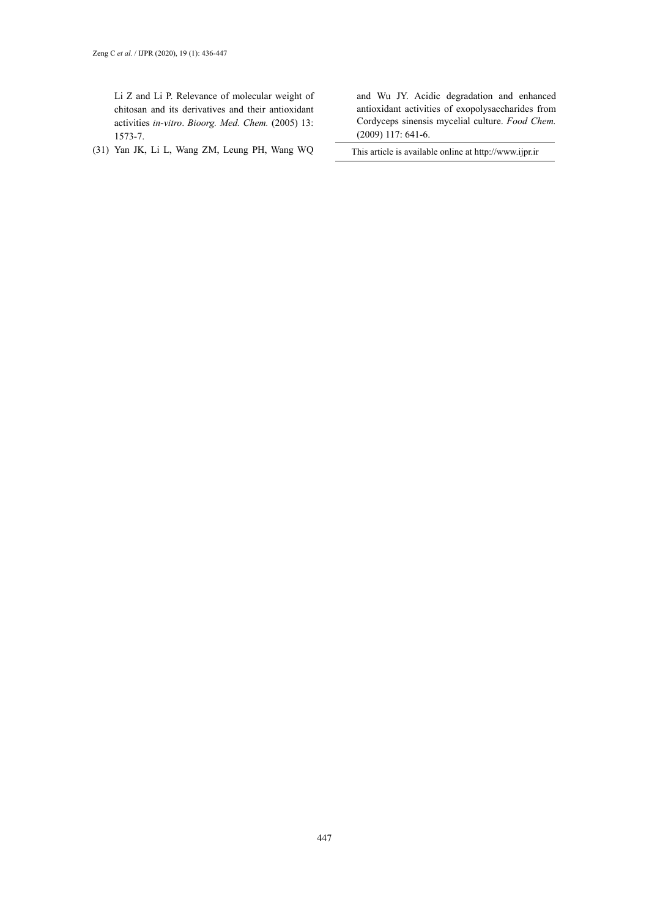Li Z and Li P. Relevance of molecular weight of chitosan and its derivatives and their antioxidant activities *in-vitro*. *Bioorg. Med. Chem.* (2005) 13: 1573-7.

(31) Yan JK, Li L, Wang ZM, Leung PH, Wang WQ and Wu JY. Acidic degradation and enhanced antioxidant activities of exopolysaccharides from Cordyceps sinensis mycelial culture. *Food Chem.* (2009) 117: 641-6.

This article is available online at http://www.ijpr.ir